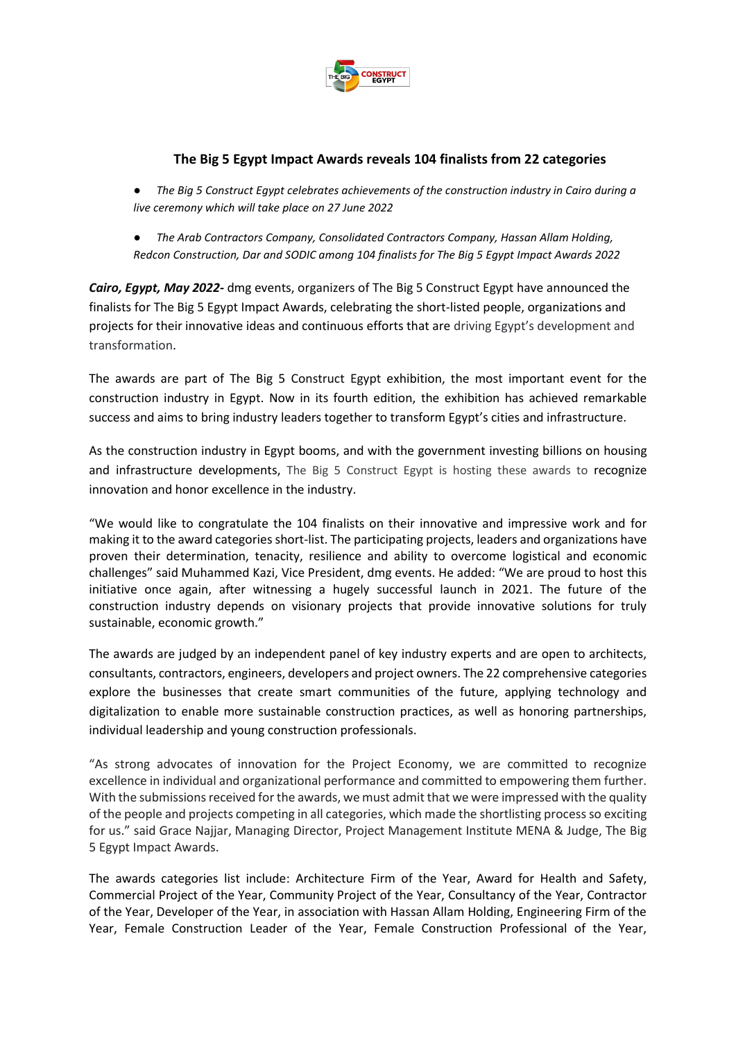# The Big 5 Egypt Impact Awards reveals 104 finalists from 22 categories

- *The Big 5 Construct Egypt celebrates achievements of the construction industry in Cairo during a live ceremony which will take place on 27 June 2022*
- *The Arab Contractors Company, Consolidated Contractors Company, Hassan Allam Holding, Redcon Construction, Dar and SODIC among 104 finalists for The Big 5 Egypt Impact Awards 2022*

***Cairo, Egypt, May 2022-*** dmg events, organizers of The Big 5 Construct Egypt have announced the finalists for The Big 5 Egypt Impact Awards, celebrating the short-listed people, organizations and projects for their innovative ideas and continuous efforts that are driving Egypt's development and transformation.

The awards are part of The Big 5 Construct Egypt exhibition, the most important event for the construction industry in Egypt. Now in its fourth edition, the exhibition has achieved remarkable success and aims to bring industry leaders together to transform Egypt's cities and infrastructure.

As the construction industry in Egypt booms, and with the government investing billions on housing and infrastructure developments, The Big 5 Construct Egypt is hosting these awards to recognize innovation and honor excellence in the industry.

"We would like to congratulate the 104 finalists on their innovative and impressive work and for making it to the award categories short-list. The participating projects, leaders and organizations have proven their determination, tenacity, resilience and ability to overcome logistical and economic challenges" said Muhammed Kazi, Vice President, dmg events. He added: "We are proud to host this initiative once again, after witnessing a hugely successful launch in 2021. The future of the construction industry depends on visionary projects that provide innovative solutions for truly sustainable, economic growth."

The awards are judged by an independent panel of key industry experts and are open to architects, consultants, contractors, engineers, developers and project owners. The 22 comprehensive categories explore the businesses that create smart communities of the future, applying technology and digitalization to enable more sustainable construction practices, as well as honoring partnerships, individual leadership and young construction professionals.

"As strong advocates of innovation for the Project Economy, we are committed to recognize excellence in individual and organizational performance and committed to empowering them further. With the submissions received for the awards, we must admit that we were impressed with the quality of the people and projects competing in all categories, which made the shortlisting process so exciting for us." said Grace Najjar, Managing Director, Project Management Institute MENA & Judge, The Big 5 Egypt Impact Awards.

The awards categories list include: Architecture Firm of the Year, Award for Health and Safety, Commercial Project of the Year, Community Project of the Year, Consultancy of the Year, Contractor of the Year, Developer of the Year, in association with Hassan Allam Holding, Engineering Firm of the Year, Female Construction Leader of the Year, Female Construction Professional of the Year,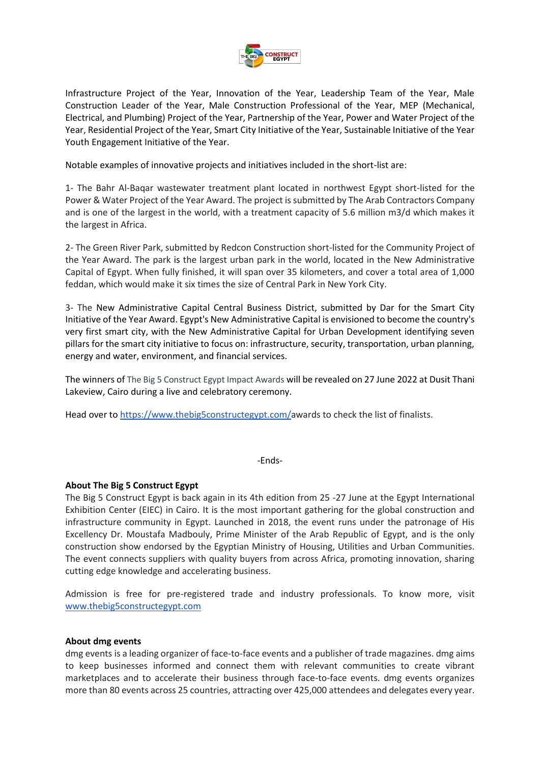Infrastructure Project of the Year, Innovation of the Year, Leadership Team of the Year, Male Construction Leader of the Year, Male Construction Professional of the Year, MEP (Mechanical, Electrical, and Plumbing) Project of the Year, Partnership of the Year, Power and Water Project of the Year, Residential Project of the Year, Smart City Initiative of the Year, Sustainable Initiative of the Year Youth Engagement Initiative of the Year.

Notable examples of innovative projects and initiatives included in the short-list are:

1- The Bahr Al-Baqar wastewater treatment plant located in northwest Egypt short-listed for the Power & Water Project of the Year Award. The project is submitted by The Arab Contractors Company and is one of the largest in the world, with a treatment capacity of 5.6 million m3/d which makes it the largest in Africa.

2- The Green River Park, submitted by Redcon Construction short-listed for the Community Project of the Year Award. The park is the largest urban park in the world, located in the New Administrative Capital of Egypt. When fully finished, it will span over 35 kilometers, and cover a total area of 1,000 feddan, which would make it six times the size of Central Park in New York City.

3- The New Administrative Capital Central Business District, submitted by Dar for the Smart City Initiative of the Year Award. Egypt's New Administrative Capital is envisioned to become the country's very first smart city, with the New Administrative Capital for Urban Development identifying seven pillars for the smart city initiative to focus on: infrastructure, security, transportation, urban planning, energy and water, environment, and financial services.

The winners of The Big 5 Construct Egypt Impact Awards will be revealed on 27 June 2022 at Dusit Thani Lakeview, Cairo during a live and celebratory ceremony.

Head over to https://www.thebig5constructegypt.com/awards to check the list of finalists.

-Ends-

**About The Big 5 Construct Egypt**

The Big 5 Construct Egypt is back again in its 4th edition from 25 -27 June at the Egypt International Exhibition Center (EIEC) in Cairo. It is the most important gathering for the global construction and infrastructure community in Egypt. Launched in 2018, the event runs under the patronage of His Excellency Dr. Moustafa Madbouly, Prime Minister of the Arab Republic of Egypt, and is the only construction show endorsed by the Egyptian Ministry of Housing, Utilities and Urban Communities. The event connects suppliers with quality buyers from across Africa, promoting innovation, sharing cutting edge knowledge and accelerating business.

Admission is free for pre-registered trade and industry professionals. To know more, visit www.thebig5constructegypt.com

**About dmg events**

dmg events is a leading organizer of face-to-face events and a publisher of trade magazines. dmg aims to keep businesses informed and connect them with relevant communities to create vibrant marketplaces and to accelerate their business through face-to-face events. dmg events organizes more than 80 events across 25 countries, attracting over 425,000 attendees and delegates every year.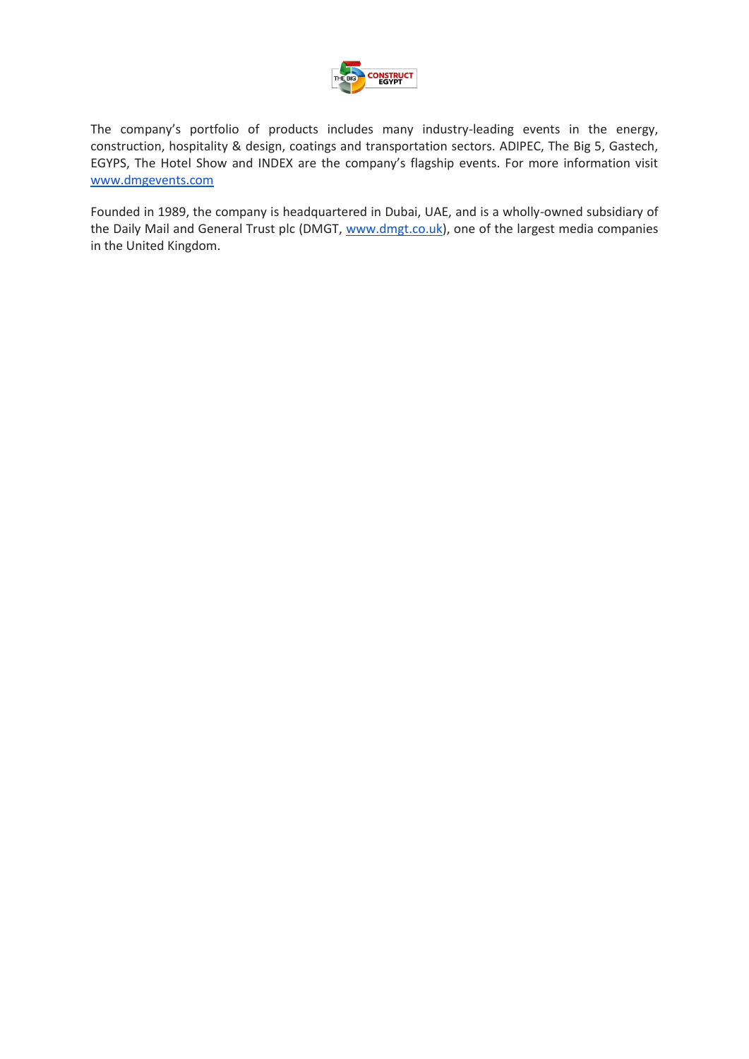The company's portfolio of products includes many industry-leading events in the energy, construction, hospitality & design, coatings and transportation sectors. ADIPEC, The Big 5, Gastech, EGYPS, The Hotel Show and INDEX are the company's flagship events. For more information visit [www.dmgevents.com](http://www.dmgevents.com)

Founded in 1989, the company is headquartered in Dubai, UAE, and is a wholly-owned subsidiary of the Daily Mail and General Trust plc (DMGT, [www.dmgt.co.uk](http://www.dmgt.co.uk)), one of the largest media companies in the United Kingdom.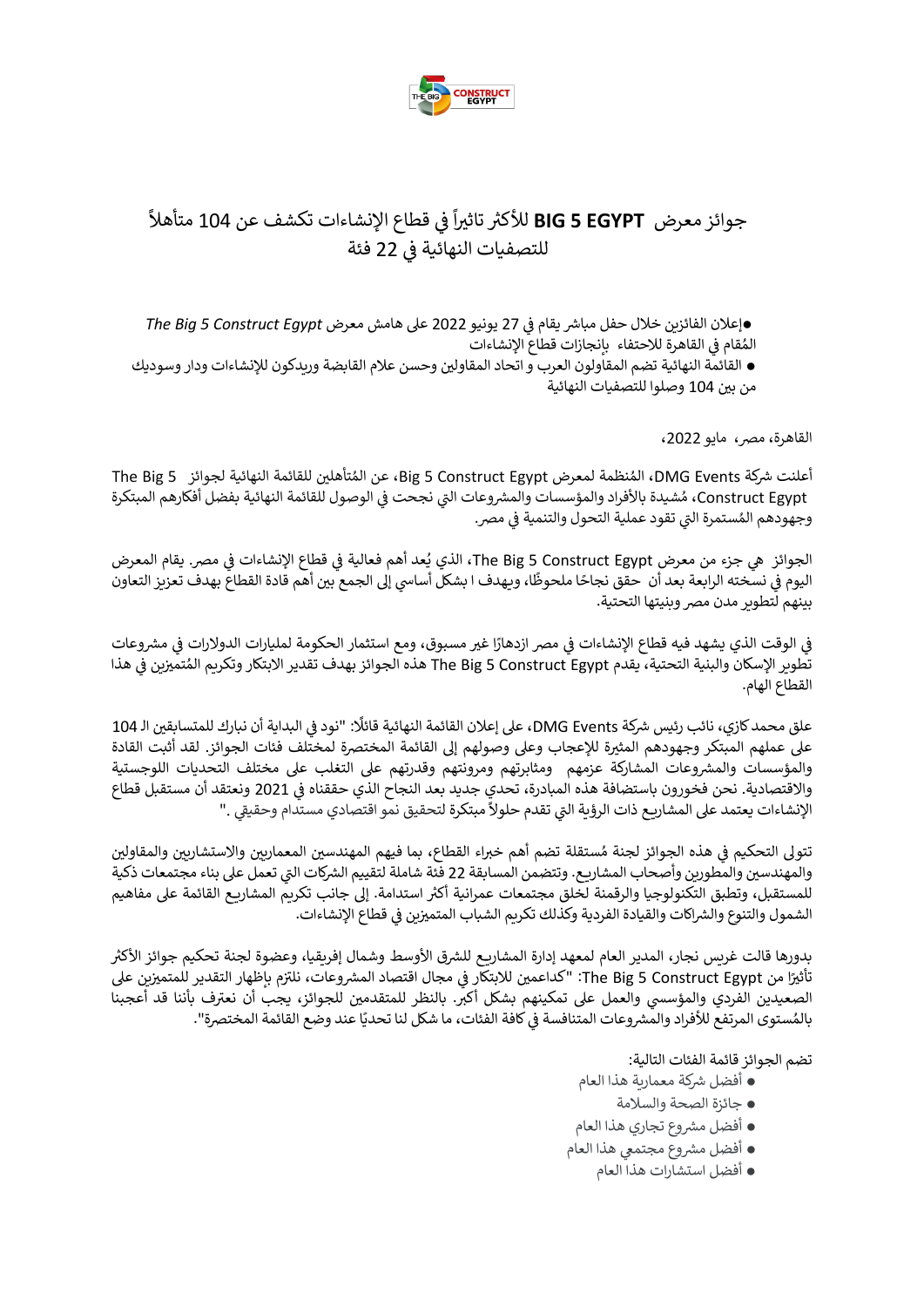# جوائز معرض BIG 5 EGYPT للأكثر تاثيراً في قطاع الإنشاءات تكشف عن 104 متأهلاً للتصفيات النهائية في 22 فئة

- إعلان الفائزين خلال حفل مباشر يقام في 27 يونيو 2022 على هامش معرض *The Big 5 Construct Egypt* المُقام في القاهرة للاحتفاء بإنجازات قطاع الإنشاءات
- القائمة النهائية تضم المقاولون العرب و اتحاد المقاولين وحسن علام القابضة وريدكون للإنشاءات ودار وسوديك من بين 104 وصلوا للتصفيات النهائية

القاهرة، مصر، مايو 2022،

أعلنت شركة DMG Events، المُنظمة لمعرض Big 5 Construct Egypt، عن المُتأهلين للقائمة النهائية لجوائز The Big 5 Construct Egypt، مُشيدة بالأفراد والمؤسسات والمشروعات التي نجحت في الوصول للقائمة النهائية بفضل أفكارهم المبتكرة وجهودهم المستمرة التي تقود عملية التحول والتنمية في مصر.

الجوائز هي جزء من معرض The Big 5 Construct Egypt، الذي يُعد أهم فعالية في قطاع الإنشاءات في مصر. يقام المعرض اليوم في نسخته الرابعة بعد أن حقق نجاحًا ملحوظًا، ويهدف ا بشكل أساسي إلى الجمع بين أهم قادة القطاع بهدف تعزيز التعاون بينهم لتطوير مدن مصر وبنيتها التحتية.

في الوقت الذي يشهد فيه قطاع الإنشاءات في مصر ازدهارًا غير مسبوق، ومع استثمار الحكومة لمليارات الدولارات في مشروعات تطوير الإسكان والبنية التحتية، يقدم The Big 5 Construct Egypt هذه الجوائز بهدف تقدير الابتكار وتكريم المُتميزين في هذا القطاع الهام.

علق محمد كازي، نائب رئيس شركة DMG Events، على إعلان القائمة النهائية قائلًا: "نود في البداية أن نبارك للمتسابقين الـ 104 على عملهم المبتكر وجهودهم المثيرة للإعجاب وعلى وصولهم إلى القائمة المختصرة لمختلف فئات الجوائز. لقد أثبت القادة والمؤسسات والمشروعات المشاركة عزمهم ومثابرتهم ومرونتهم وقدرتهم على التغلب على مختلف التحديات اللوجستية والاقتصادية. نحن فخورون باستضافة هذه المبادرة، تحدي جديد بعد النجاح الذي حققناه في 2021 ونعتقد أن مستقبل قطاع الإنشاءات يعتمد على المشاريع ذات الرؤية التي تقدم حلولاً مبتكرة لتحقيق نمو اقتصادي مستدام وحقيقي ."

تتولى التحكيم في هذه الجوائز لجنة مُستقلة تضم أهم خبراء القطاع، بما فيهم المهندسين المعماريين والاستشاريين والمقاولين والمهندسين والمطورين وأصحاب المشاريع. وتتضمن المسابقة 22 فئة شاملة لتقييم الشركات التي تعمل على بناء مجتمعات ذكية للمستقبل، وتطبق التكنولوجيا والرقمنة لخلق مجتمعات عمرانية أكثر استدامة. إلى جانب تكريم المشاريع القائمة على مفاهيم الشمول والتنوع والشراكات والقيادة الفردية وكذلك تكريم الشباب المتميزين في قطاع الإنشاءات.

بدورها قالت غريس نجار، المدير العام لمعهد إدارة المشاريع للشرق الأوسط وشمال إفريقيا، وعضوة لجنة تحكيم جوائز الأكثر تأثيرًا من The Big 5 Construct Egypt: "كداعمين للابتكار في مجال اقتصاد المشروعات، نلتزم بإظهار التقدير للمتميزين على الصعيدين الفردي والمؤسسي والعمل على تمكينهم بشكل أكبر. بالنظر للمتقدمين للجوائز، يجب أن نعترف بأننا قد أعجبنا بالمُستوى المرتفع للأفراد والمشروعات المتنافسة في كافة الفئات، ما شكل لنا تحديًا عند وضع القائمة المختصرة".

تضم الجوائز قائمة الفئات التالية:

- أفضل شركة معمارية هذا العام
- جائزة الصحة والسلامة
- أفضل مشروع تجاري هذا العام
- أفضل مشروع مجتمعي هذا العام
- أفضل استشارات هذا العام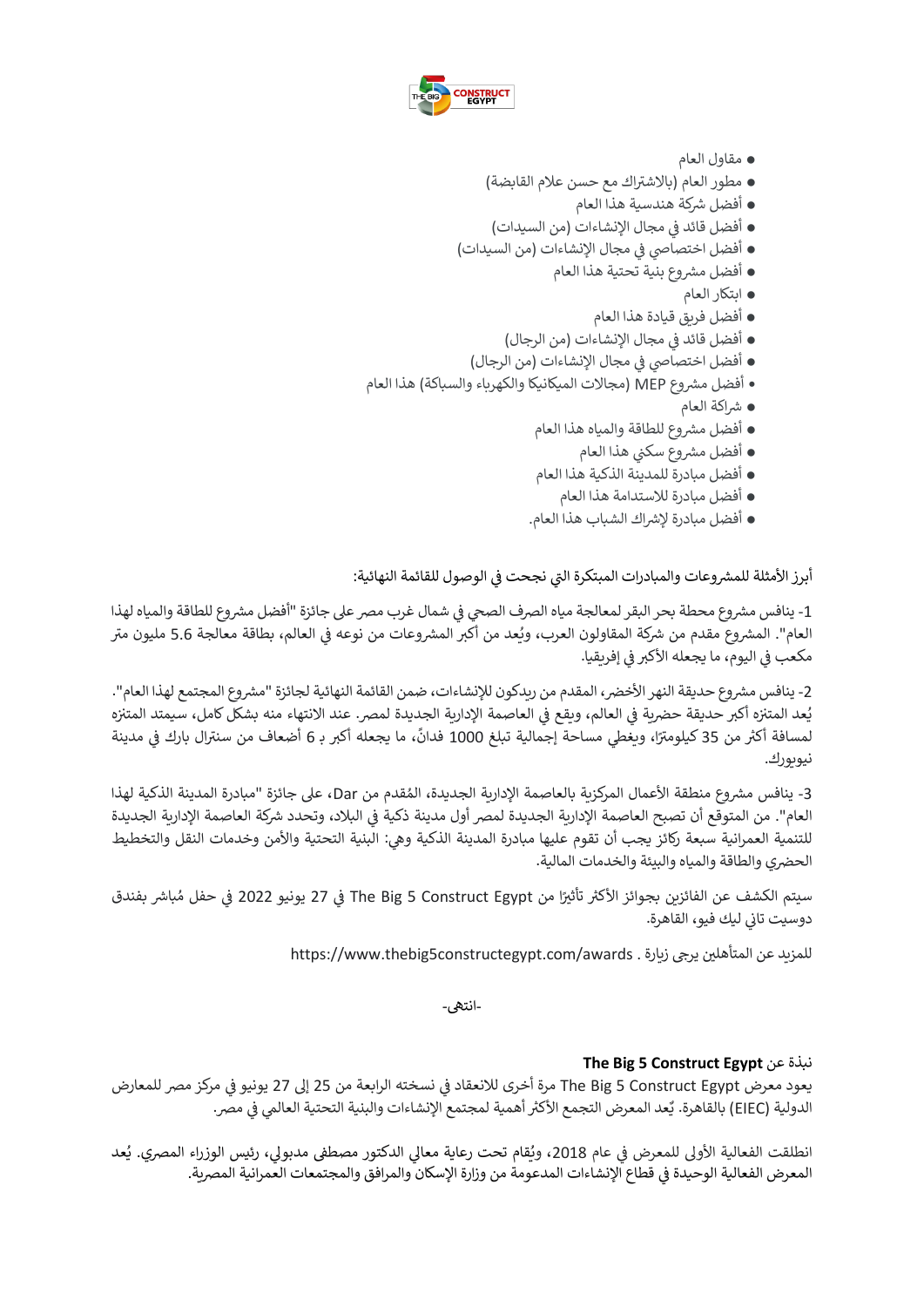- مقاول العام
- مطور العام (بالاشتراك مع حسن علام القابضة)
- أفضل شركة هندسية هذا العام
- أفضل قائد في مجال الإنشاءات (من السيدات)
- أفضل اختصاصي في مجال الإنشاءات (من السيدات)
- أفضل مشروع بنية تحتية هذا العام
- ابتكار العام
- أفضل فريق قيادة هذا العام
- أفضل قائد في مجال الإنشاءات (من الرجال)
- أفضل اختصاصي في مجال الإنشاءات (من الرجال)
- أفضل مشروع MEP (مجالات الميكانيكا والكهرباء والسباكة) هذا العام
- شراكة العام
- أفضل مشروع للطاقة والمياه هذا العام
- أفضل مشروع سكني هذا العام
- أفضل مبادرة للمدينة الذكية هذا العام
- أفضل مبادرة للاستدامة هذا العام
- أفضل مبادرة لإشراك الشباب هذا العام.

أبرز الأمثلة للمشروعات والمبادرات المبتكرة التي نجحت في الوصول للقائمة النهائية:

1- ينافس مشروع محطة بحر البقر لمعالجة مياه الصرف الصحي في شمال غرب مصر على جائزة "أفضل مشروع للطاقة والمياه لهذا العام". المشروع مقدم من شركة المقاولون العرب، ويُعد من أكبر المشروعات من نوعه في العالم، بطاقة معالجة 5.6 مليون متر مكعب في اليوم، ما يجعله الأكبر في إفريقيا.

2- ينافس مشروع حديقة النهر الأخضر، المقدم من ريدكون للإنشاءات، ضمن القائمة النهائية لجائزة "مشروع المجتمع لهذا العام". يُعد المتنزه أكبر حديقة حضرية في العالم، ويقع في العاصمة الإدارية الجديدة لمصر. عند الانتهاء منه بشكل كامل، سيمتد المتنزه لمسافة أكثر من 35 كيلومترًا، ويغطي مساحة إجمالية تبلغ 1000 فدانٍ، ما يجعله أكبر بـ 6 أضعاف من سنترال بارك في مدينة نيويورك.

3- ينافس مشروع منطقة الأعمال المركزية بالعاصمة الإدارية الجديدة، المُقدم من Dar، على جائزة "مبادرة المدينة الذكية لهذا العام". من المتوقع أن تصبح العاصمة الإدارية الجديدة لمصر أول مدينة ذكية في البلاد، وتحدد شركة العاصمة الإدارية الجديدة للتنمية العمرانية سبعة ركائز يجب أن تقوم عليها مبادرة المدينة الذكية وهي: البنية التحتية والأمن وخدمات النقل والتخطيط الحضري والطاقة والمياه والبيئة والخدمات المالية.

سيتم الكشف عن الفائزين بجوائز الأكثر تأثيرًا من The Big 5 Construct Egypt في 27 يونيو 2022 في حفل مُباشر بفندق دوسيت ثاني ليك فيو، القاهرة.

للمزيد عن المتأهلين يرجى زيارة . https://www.thebig5constructegypt.com/awards

-انتهى-

**نبذة عن The Big 5 Construct Egypt**

يعود معرض The Big 5 Construct Egypt مرة أخرى للانعقاد في نسخته الرابعة من 25 إلى 27 يونيو في مركز مصر للمعارض الدولية (EIEC) بالقاهرة. يُعد المعرض التجمع الأكثر أهمية لمجتمع الإنشاءات والبنية التحتية العالمي في مصر.

انطلقت الفعالية الأولى للمعرض في عام 2018، ويُقام تحت رعاية معالي الدكتور مصطفى مدبولي، رئيس الوزراء المصري. يُعد المعرض الفعالية الوحيدة في قطاع الإنشاءات المدعومة من وزارة الإسكان والمرافق والمجتمعات العمرانية المصرية.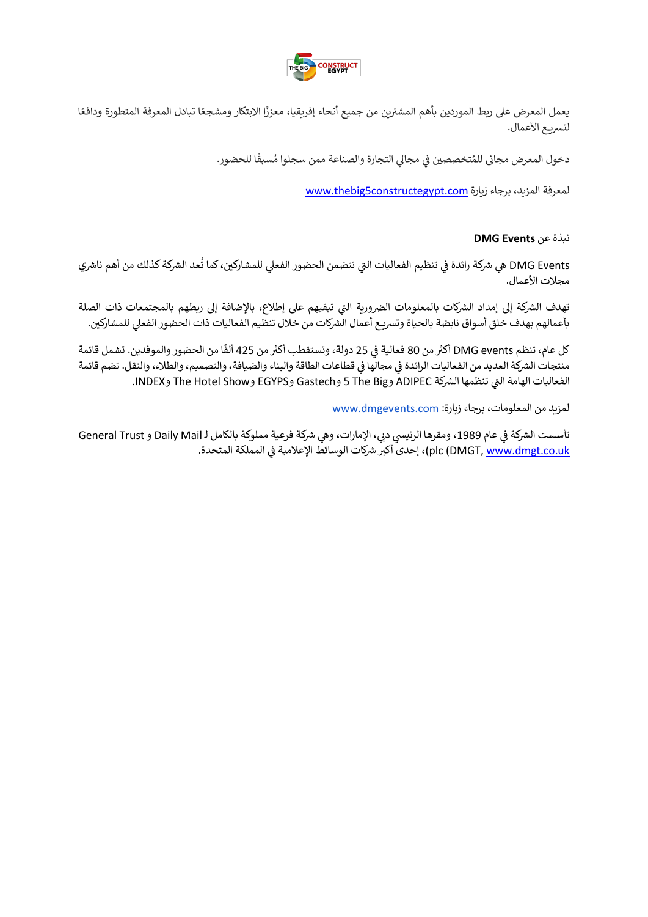يعمل المعرض على ربط الموردين بأهم المشترين من جميع أنحاء إفريقيا، معززًا الابتكار ومشجعًا تبادل المعرفة المتطورة ودافعًا لتسريع الأعمال.

دخول المعرض مجاني للمُتخصصين في مجالي التجارة والصناعة ممن سجلوا مُسبقًا للحضور.

لمعرفة المزيد، برجاء زيارة www.thebig5constructegypt.com

**نبذة عن DMG Events**

DMG Events هي شركة رائدة في تنظيم الفعاليات التي تتضمن الحضور الفعلي للمشاركين، كما تُعد الشركة كذلك من أهم ناشري مجلات الأعمال.

تهدف الشركة إلى إمداد الشركات بالمعلومات الضرورية التي تبقيهم على إطلاع، بالإضافة إلى ربطهم بالمجتمعات ذات الصلة بأعمالهم بهدف خلق أسواق نابضة بالحياة وتسريع أعمال الشركات من خلال تنظيم الفعاليات ذات الحضور الفعلي للمشاركين.

كل عام، تنظم DMG events أكثر من 80 فعالية في 25 دولة، وتستقطب أكثر من 425 ألفًا من الحضور والموفدين. تشمل قائمة منتجات الشركة العديد من الفعاليات الرائدة في مجالها في قطاعات الطاقة والبناء والضيافة، والتصميم، والطلاء، والنقل. تضم قائمة الفعاليات الهامة التي تنظمها الشركة ADIPEC وThe Big 5 وGastech وEGYPS وThe Hotel Show وINDEX.

لمزيد من المعلومات، برجاء زيارة: www.dmgevents.com

تأسست الشركة في عام 1989، ومقرها الرئيسي دبي، الإمارات، وهي شركة فرعية مملوكة بالكامل لـ Daily Mail و General Trust plc (DMGT, www.dmgt.co.uk)، إحدى أكبر شركات الوسائط الإعلامية في المملكة المتحدة.